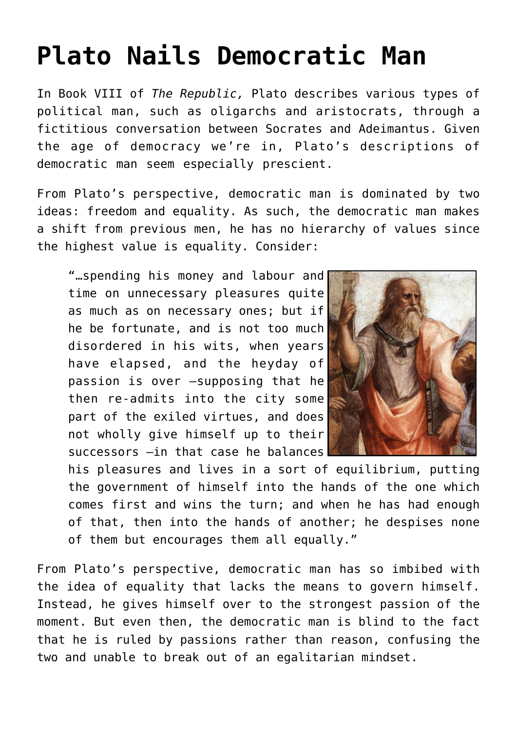# Plato Nails Democratic Man

In Book VIII of *The Republic,* Plato describes various types of political man, such as oligarchs and aristocrats, through a fictitious conversation between Socrates and Adeimantus. Given the age of democracy we're in, Plato's descriptions of democratic man seem especially prescient.

From Plato's perspective, democratic man is dominated by two ideas: freedom and equality. As such, the democratic man makes a shift from previous men, he has no hierarchy of values since the highest value is equality. Consider:

> "…spending his money and labour and time on unnecessary pleasures quite as much as on necessary ones; but if he be fortunate, and is not too much disordered in his wits, when years have elapsed, and the heyday of passion is over —supposing that he then re-admits into the city some part of the exiled virtues, and does not wholly give himself up to their successors —in that case he balances his pleasures and lives in a sort of equilibrium, putting the government of himself into the hands of the one which comes first and wins the turn; and when he has had enough of that, then into the hands of another; he despises none of them but encourages them all equally."

From Plato's perspective, democratic man has so imbibed with the idea of equality that lacks the means to govern himself. Instead, he gives himself over to the strongest passion of the moment. But even then, the democratic man is blind to the fact that he is ruled by passions rather than reason, confusing the two and unable to break out of an egalitarian mindset.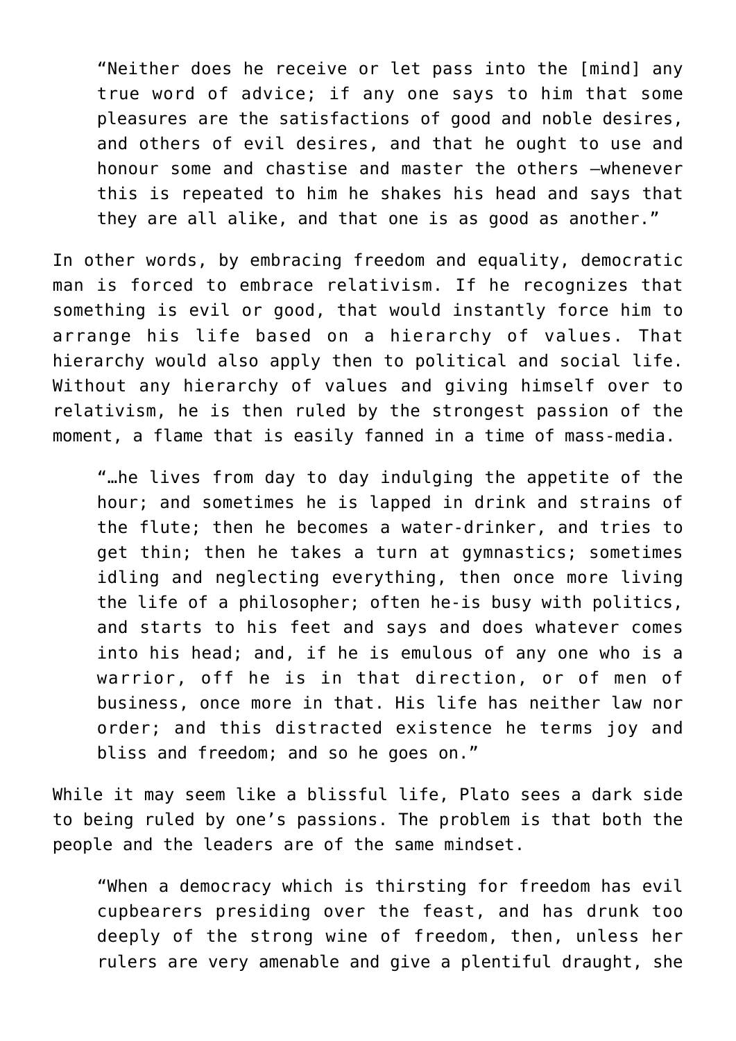> “Neither does he receive or let pass into the [mind] any true word of advice; if any one says to him that some pleasures are the satisfactions of good and noble desires, and others of evil desires, and that he ought to use and honour some and chastise and master the others —whenever this is repeated to him he shakes his head and says that they are all alike, and that one is as good as another.”

In other words, by embracing freedom and equality, democratic man is forced to embrace relativism. If he recognizes that something is evil or good, that would instantly force him to arrange his life based on a hierarchy of values. That hierarchy would also apply then to political and social life. Without any hierarchy of values and giving himself over to relativism, he is then ruled by the strongest passion of the moment, a flame that is easily fanned in a time of mass-media.

> “…he lives from day to day indulging the appetite of the hour; and sometimes he is lapped in drink and strains of the flute; then he becomes a water-drinker, and tries to get thin; then he takes a turn at gymnastics; sometimes idling and neglecting everything, then once more living the life of a philosopher; often he-is busy with politics, and starts to his feet and says and does whatever comes into his head; and, if he is emulous of any one who is a warrior, off he is in that direction, or of men of business, once more in that. His life has neither law nor order; and this distracted existence he terms joy and bliss and freedom; and so he goes on.”

While it may seem like a blissful life, Plato sees a dark side to being ruled by one’s passions. The problem is that both the people and the leaders are of the same mindset.

> “When a democracy which is thirsting for freedom has evil cupbearers presiding over the feast, and has drunk too deeply of the strong wine of freedom, then, unless her rulers are very amenable and give a plentiful draught, she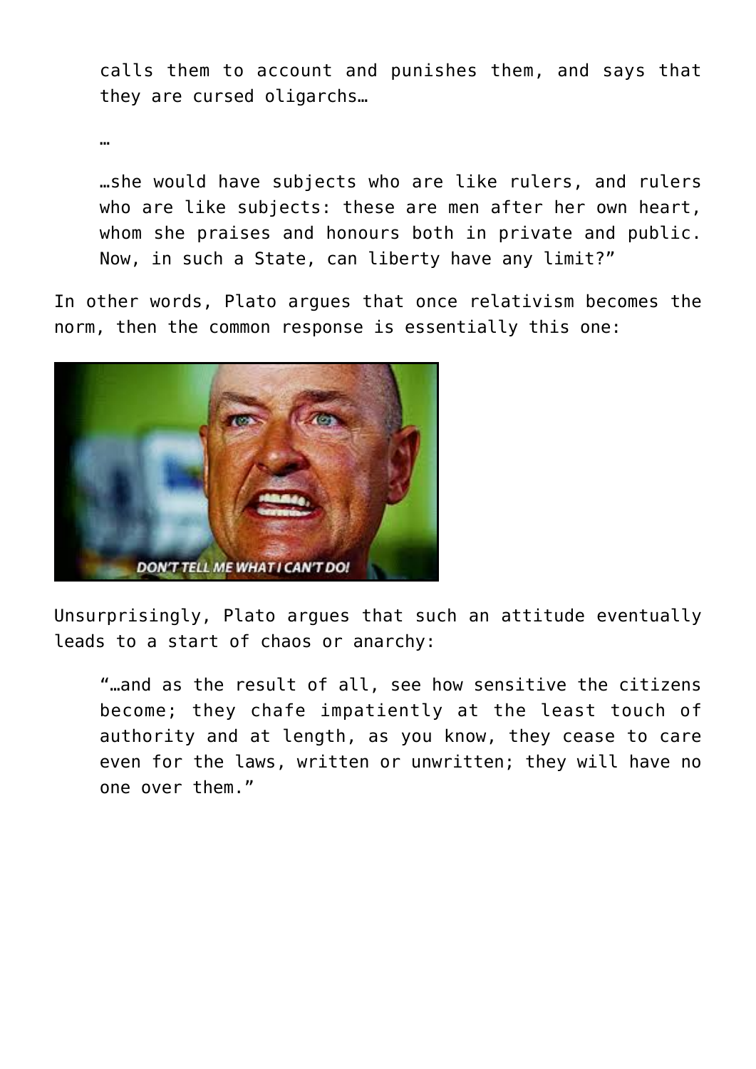> calls them to account and punishes them, and says that they are cursed oligarchs…
>
> …
>
> …she would have subjects who are like rulers, and rulers who are like subjects: these are men after her own heart, whom she praises and honours both in private and public. Now, in such a State, can liberty have any limit?”

In other words, Plato argues that once relativism becomes the norm, then the common response is essentially this one:

Unsurprisingly, Plato argues that such an attitude eventually leads to a start of chaos or anarchy:

> “…and as the result of all, see how sensitive the citizens become; they chafe impatiently at the least touch of authority and at length, as you know, they cease to care even for the laws, written or unwritten; they will have no one over them.”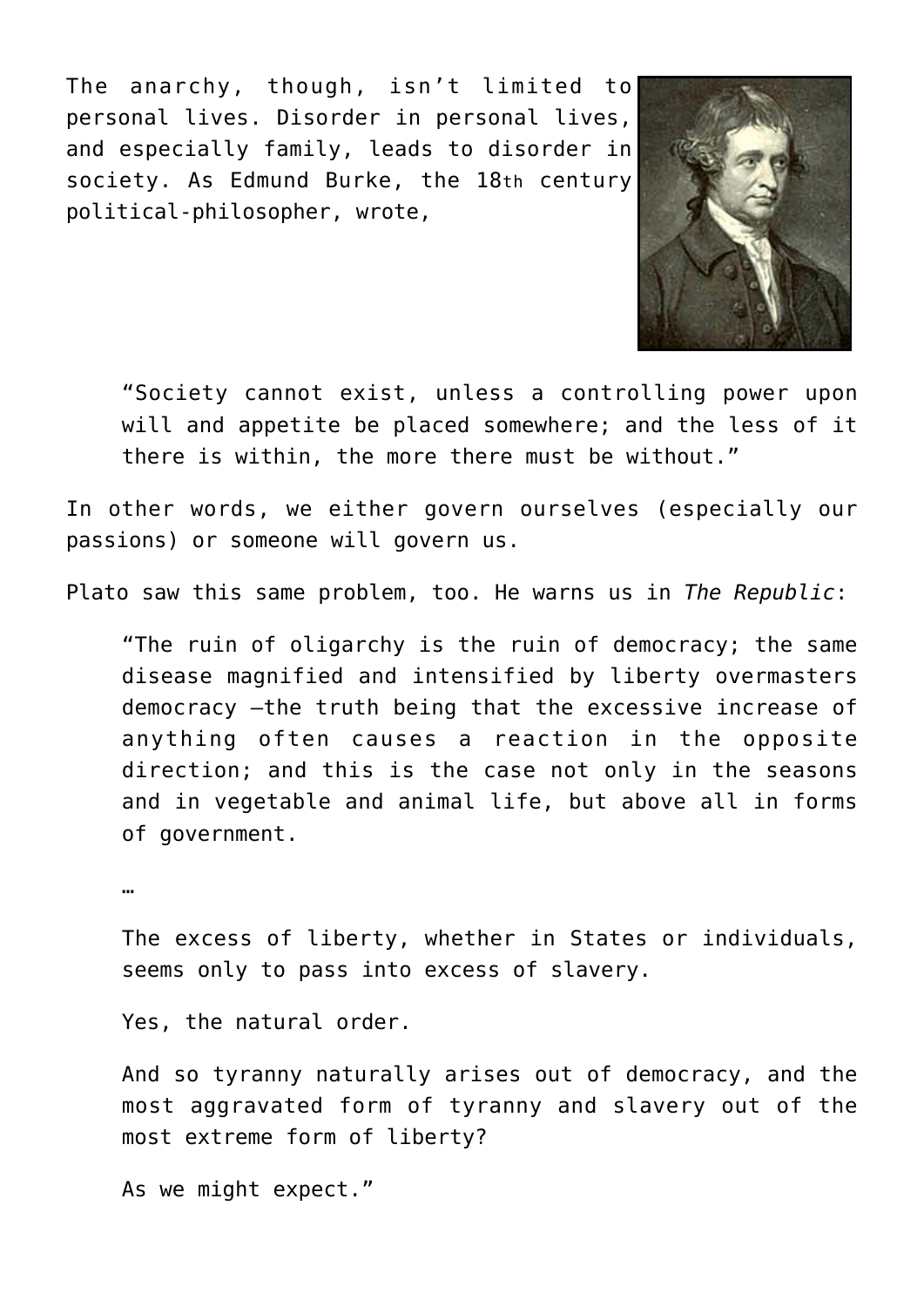The anarchy, though, isn't limited to personal lives. Disorder in personal lives, and especially family, leads to disorder in society. As Edmund Burke, the 18th century political-philosopher, wrote,

> "Society cannot exist, unless a controlling power upon will and appetite be placed somewhere; and the less of it there is within, the more there must be without."

In other words, we either govern ourselves (especially our passions) or someone will govern us.

Plato saw this same problem, too. He warns us in *The Republic*:

> "The ruin of oligarchy is the ruin of democracy; the same disease magnified and intensified by liberty overmasters democracy —the truth being that the excessive increase of anything often causes a reaction in the opposite direction; and this is the case not only in the seasons and in vegetable and animal life, but above all in forms of government.
>
> …
>
> The excess of liberty, whether in States or individuals, seems only to pass into excess of slavery.
>
> Yes, the natural order.
>
> And so tyranny naturally arises out of democracy, and the most aggravated form of tyranny and slavery out of the most extreme form of liberty?
>
> As we might expect."